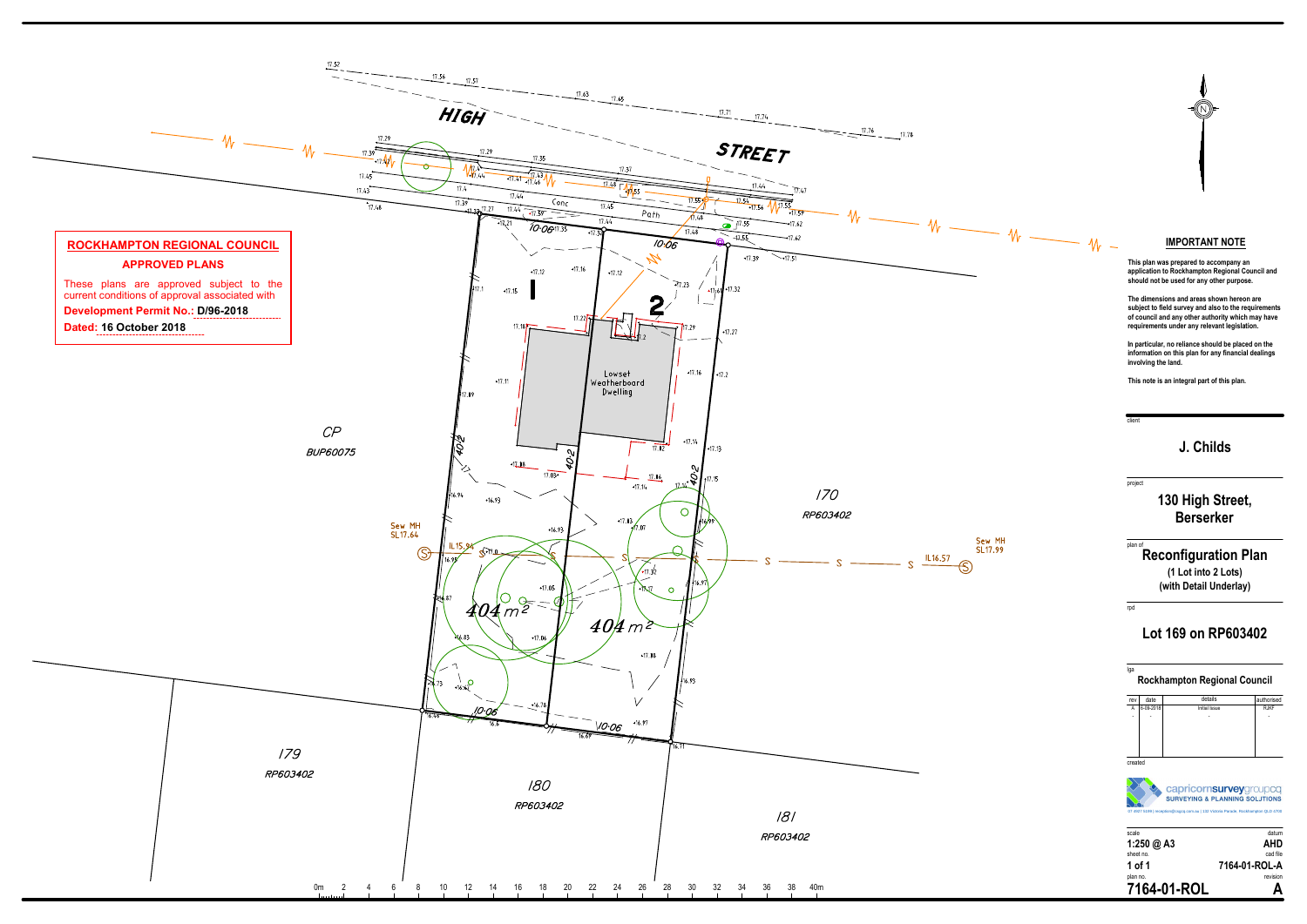**ROCKHAMPTON REGIONAL COUNCIL**

**APPROVED PLANS**

These plans are approved subject to the current conditions of approval associated with

**Development Permit No.: D/96-2018**

**Dated: 16 October 2018**

HIGH STREET

CP
BUP60075

1

2

Lowset Weatherboard Dwelling

Conc Path

404 m²

404 m²

10·06

40·2

Sew MH
SL17.64

IL15.94

Sew MH
SL17.99

IL16.57

170
RP603402

179
RP603402

180
RP603402

181
RP603402

0m 2 4 6 8 10 12 14 16 18 20 22 24 26 28 30 32 34 36 38 40m

## IMPORTANT NOTE

**This plan was prepared to accompany an application to Rockhampton Regional Council and should not be used for any other purpose.**

**The dimensions and areas shown hereon are subject to field survey and also to the requirements of council and any other authority which may have requirements under any relevant legislation.**

**In particular, no reliance should be placed on the information on this plan for any financial dealings involving the land.**

**This note is an integral part of this plan.**

client

**J. Childs**

project

**130 High Street, Berserker**

plan of

**Reconfiguration Plan**
**(1 Lot into 2 Lots)**
**(with Detail Underlay)**

rpd

**Lot 169 on RP603402**

lga

**Rockhampton Regional Council**

| rev | date | details | authorised |
|---|---|---|---|
| A | 6-08-2018 | Initial Issue | RJKF |
| - | - | - | - |

created

capricornsurveygroupcq
SURVEYING & PLANNING SOLUTIONS

| scale | datum |
|---|---|
| **1:250 @ A3** | **AHD** |
| sheet no. | cad file |
| **1 of 1** | **7164-01-ROL-A** |
| plan no. | revision |
| **7164-01-ROL** | **A** |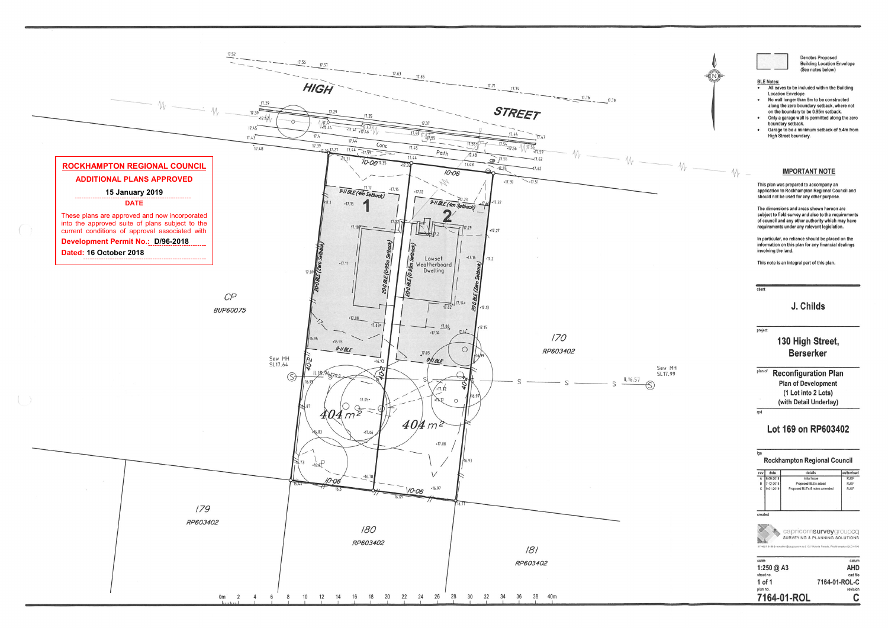**ROCKHAMPTON REGIONAL COUNCIL**

**ADDITIONAL PLANS APPROVED**

**15 January 2019**

**DATE**

These plans are approved and now incorporated into the approved suite of plans subject to the current conditions of approval associated with

**Development Permit No.: D/96-2018**

**Dated: 16 October 2018**

HIGH STREET

Conc Path

Lowset Weatherboard Dwelling

9-11 BLE (4m Setback)

20.0 BLE (Zero Setback)

20.0 BLE (0.95m Setback)

9-11 BLE

1

2

404 m²

404 m²

10.06

40.21

40.2

CP BUP60075

170 RP603402

179 RP603402

180 RP603402

181 RP603402

Sew MH SL17.64

Sew MH SL17.99

IL15.94

IL16.57

0m 2 4 6 8 10 12 14 16 18 20 22 24 26 28 30 32 34 36 38 40m

N

Denotes Proposed Building Location Envelope (See notes below)

**BLE Notes:**

- All eaves to be included within the Building Location Envelope
- No wall longer than 9m to be constructed along the zero boundary setback, where not on the boundary to be 0.95m setback.
- Only a garage wall is permitted along the zero boundary setback.
- Garage to be a minimum setback of 5.4m from High Street boundary.

**IMPORTANT NOTE**

This plan was prepared to accompany an application to Rockhampton Regional Council and should not be used for any other purpose.

The dimensions and areas shown hereon are subject to field survey and also to the requirements of council and any other authority which may have requirements under any relevant legislation.

In particular, no reliance should be placed on the information on this plan for any financial dealings involving the land.

This note is an integral part of this plan.

client

**J. Childs**

project

**130 High Street, Berserker**

plan of

**Reconfiguration Plan**

**Plan of Development**

**(1 Lot into 2 Lots)**

**(with Detail Underlay)**

rpd

**Lot 169 on RP603402**

lga

**Rockhampton Regional Council**

| rev | date | details | authorised |
|---|---|---|---|
| A | 6-06-2018 | initial issue | RJKF |
| B | 7-12-2018 | Proposed BLE's added | RJKF |
| C | 9-01-2019 | Proposed BLE's & notes amended | RJKF |

created

capricornsurveygroupcq

SURVEYING & PLANNING SOLUTIONS

scale **1:250 @ A3**

datum **AHD**

sheet no. **1 of 1**

cad file **7164-01-ROL-C**

plan no. **7164-01-ROL**

revision **C**